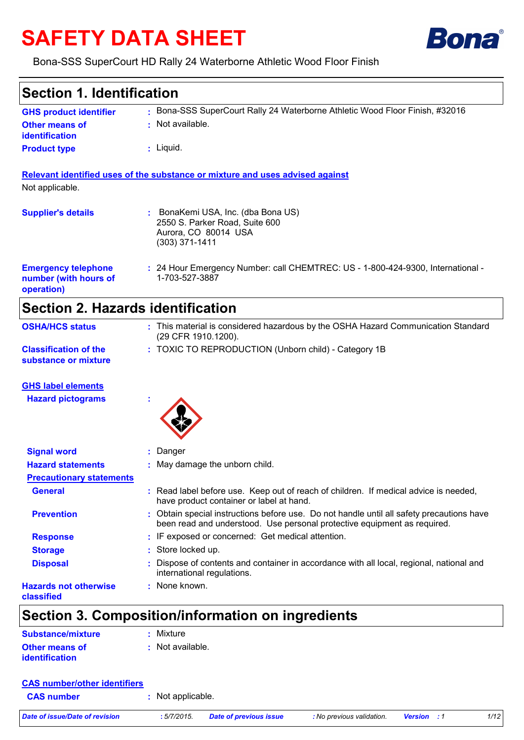# SAFETY DATA SHEET

Bona

Bona-SSS SuperCourt HD Rally 24 Waterborne Athletic Wood Floor Finish

## Section 1. Identification

**GHS product identifier** : Bona-SSS SuperCourt Rally 24 Waterborne Athletic Wood Floor Finish, #32016

**Other means of identification** : Not available.

**Product type** : Liquid.

**Relevant identified uses of the substance or mixture and uses advised against**

Not applicable.

**Supplier's details** : BonaKemi USA, Inc. (dba Bona US)
2550 S. Parker Road, Suite 600
Aurora, CO 80014 USA
(303) 371-1411

**Emergency telephone number (with hours of operation)** : 24 Hour Emergency Number: call CHEMTREC: US - 1-800-424-9300, International - 1-703-527-3887

## Section 2. Hazards identification

**OSHA/HCS status** : This material is considered hazardous by the OSHA Hazard Communication Standard (29 CFR 1910.1200).

**Classification of the substance or mixture** : TOXIC TO REPRODUCTION (Unborn child) - Category 1B

**GHS label elements**

**Hazard pictograms** :

**Signal word** : Danger

**Hazard statements** : May damage the unborn child.

**Precautionary statements**

**General** : Read label before use. Keep out of reach of children. If medical advice is needed, have product container or label at hand.

**Prevention** : Obtain special instructions before use. Do not handle until all safety precautions have been read and understood. Use personal protective equipment as required.

**Response** : IF exposed or concerned: Get medical attention.

**Storage** : Store locked up.

**Disposal** : Dispose of contents and container in accordance with all local, regional, national and international regulations.

**Hazards not otherwise classified** : None known.

## Section 3. Composition/information on ingredients

**Substance/mixture** : Mixture

**Other means of identification** : Not available.

**CAS number/other identifiers**

**CAS number** : Not applicable.

*Date of issue/Date of revision* : 5/7/2015. *Date of previous issue* : No previous validation. *Version* : 1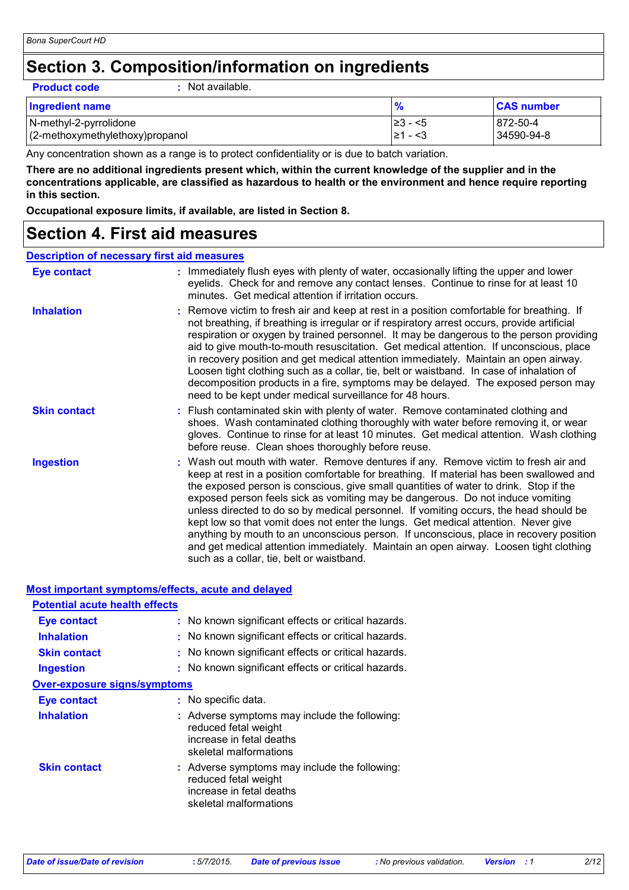# Section 3. Composition/information on ingredients

**Product code** : Not available.

| Ingredient name | % | CAS number |
|---|---|---|
| N-methyl-2-pyrrolidone | ≥3 - <5 | 872-50-4 |
| (2-methoxymethylethoxy)propanol | ≥1 - <3 | 34590-94-8 |

Any concentration shown as a range is to protect confidentiality or is due to batch variation.

**There are no additional ingredients present which, within the current knowledge of the supplier and in the concentrations applicable, are classified as hazardous to health or the environment and hence require reporting in this section.**

**Occupational exposure limits, if available, are listed in Section 8.**

# Section 4. First aid measures

## Description of necessary first aid measures

**Eye contact** : Immediately flush eyes with plenty of water, occasionally lifting the upper and lower eyelids. Check for and remove any contact lenses. Continue to rinse for at least 10 minutes. Get medical attention if irritation occurs.

**Inhalation** : Remove victim to fresh air and keep at rest in a position comfortable for breathing. If not breathing, if breathing is irregular or if respiratory arrest occurs, provide artificial respiration or oxygen by trained personnel. It may be dangerous to the person providing aid to give mouth-to-mouth resuscitation. Get medical attention. If unconscious, place in recovery position and get medical attention immediately. Maintain an open airway. Loosen tight clothing such as a collar, tie, belt or waistband. In case of inhalation of decomposition products in a fire, symptoms may be delayed. The exposed person may need to be kept under medical surveillance for 48 hours.

**Skin contact** : Flush contaminated skin with plenty of water. Remove contaminated clothing and shoes. Wash contaminated clothing thoroughly with water before removing it, or wear gloves. Continue to rinse for at least 10 minutes. Get medical attention. Wash clothing before reuse. Clean shoes thoroughly before reuse.

**Ingestion** : Wash out mouth with water. Remove dentures if any. Remove victim to fresh air and keep at rest in a position comfortable for breathing. If material has been swallowed and the exposed person is conscious, give small quantities of water to drink. Stop if the exposed person feels sick as vomiting may be dangerous. Do not induce vomiting unless directed to do so by medical personnel. If vomiting occurs, the head should be kept low so that vomit does not enter the lungs. Get medical attention. Never give anything by mouth to an unconscious person. If unconscious, place in recovery position and get medical attention immediately. Maintain an open airway. Loosen tight clothing such as a collar, tie, belt or waistband.

## Most important symptoms/effects, acute and delayed

### Potential acute health effects

**Eye contact** : No known significant effects or critical hazards.

**Inhalation** : No known significant effects or critical hazards.

**Skin contact** : No known significant effects or critical hazards.

**Ingestion** : No known significant effects or critical hazards.

### Over-exposure signs/symptoms

**Eye contact** : No specific data.

**Inhalation** : Adverse symptoms may include the following:
reduced fetal weight
increase in fetal deaths
skeletal malformations

**Skin contact** : Adverse symptoms may include the following:
reduced fetal weight
increase in fetal deaths
skeletal malformations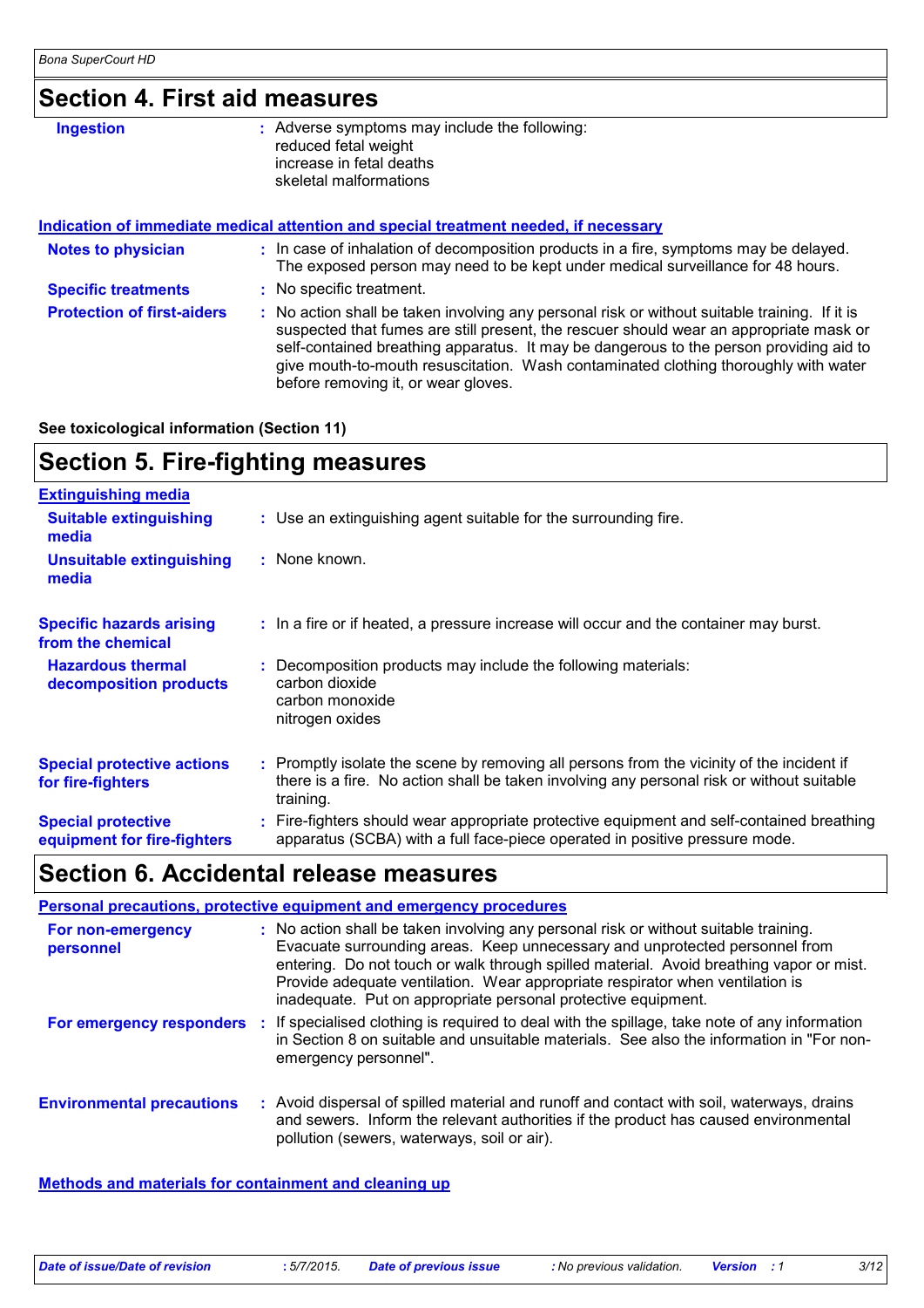## Section 4. First aid measures

**Ingestion** : Adverse symptoms may include the following:
reduced fetal weight
increase in fetal deaths
skeletal malformations

### Indication of immediate medical attention and special treatment needed, if necessary

**Notes to physician** : In case of inhalation of decomposition products in a fire, symptoms may be delayed. The exposed person may need to be kept under medical surveillance for 48 hours.

**Specific treatments** : No specific treatment.

**Protection of first-aiders** : No action shall be taken involving any personal risk or without suitable training. If it is suspected that fumes are still present, the rescuer should wear an appropriate mask or self-contained breathing apparatus. It may be dangerous to the person providing aid to give mouth-to-mouth resuscitation. Wash contaminated clothing thoroughly with water before removing it, or wear gloves.

**See toxicological information (Section 11)**

## Section 5. Fire-fighting measures

### Extinguishing media

**Suitable extinguishing media** : Use an extinguishing agent suitable for the surrounding fire.

**Unsuitable extinguishing media** : None known.

**Specific hazards arising from the chemical** : In a fire or if heated, a pressure increase will occur and the container may burst.

**Hazardous thermal decomposition products** : Decomposition products may include the following materials:
carbon dioxide
carbon monoxide
nitrogen oxides

**Special protective actions for fire-fighters** : Promptly isolate the scene by removing all persons from the vicinity of the incident if there is a fire. No action shall be taken involving any personal risk or without suitable training.

**Special protective equipment for fire-fighters** : Fire-fighters should wear appropriate protective equipment and self-contained breathing apparatus (SCBA) with a full face-piece operated in positive pressure mode.

## Section 6. Accidental release measures

### Personal precautions, protective equipment and emergency procedures

**For non-emergency personnel** : No action shall be taken involving any personal risk or without suitable training. Evacuate surrounding areas. Keep unnecessary and unprotected personnel from entering. Do not touch or walk through spilled material. Avoid breathing vapor or mist. Provide adequate ventilation. Wear appropriate respirator when ventilation is inadequate. Put on appropriate personal protective equipment.

**For emergency responders** : If specialised clothing is required to deal with the spillage, take note of any information in Section 8 on suitable and unsuitable materials. See also the information in "For non-emergency personnel".

**Environmental precautions** : Avoid dispersal of spilled material and runoff and contact with soil, waterways, drains and sewers. Inform the relevant authorities if the product has caused environmental pollution (sewers, waterways, soil or air).

### Methods and materials for containment and cleaning up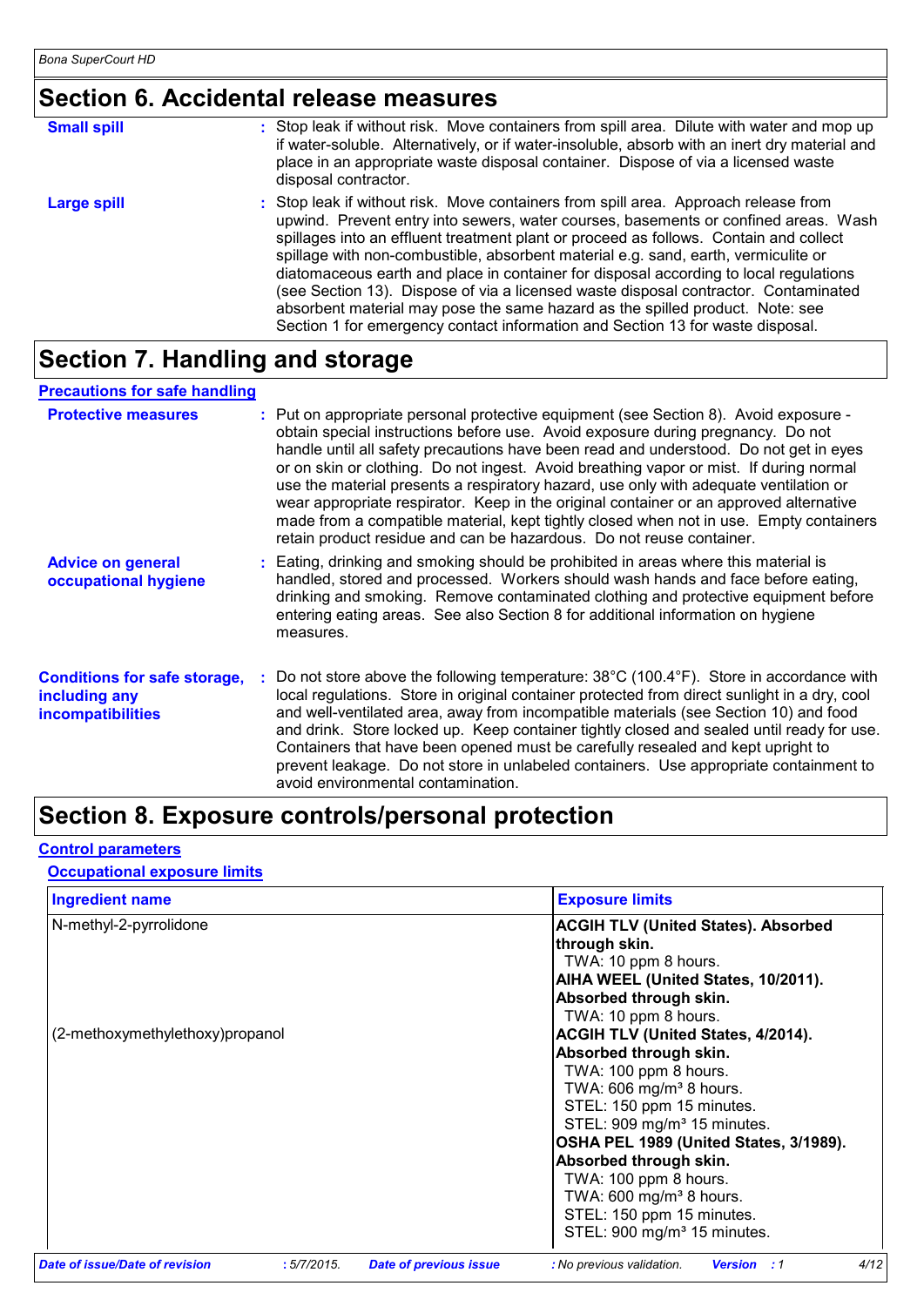## Section 6. Accidental release measures

**Small spill** : Stop leak if without risk. Move containers from spill area. Dilute with water and mop up if water-soluble. Alternatively, or if water-insoluble, absorb with an inert dry material and place in an appropriate waste disposal container. Dispose of via a licensed waste disposal contractor.

**Large spill** : Stop leak if without risk. Move containers from spill area. Approach release from upwind. Prevent entry into sewers, water courses, basements or confined areas. Wash spillages into an effluent treatment plant or proceed as follows. Contain and collect spillage with non-combustible, absorbent material e.g. sand, earth, vermiculite or diatomaceous earth and place in container for disposal according to local regulations (see Section 13). Dispose of via a licensed waste disposal contractor. Contaminated absorbent material may pose the same hazard as the spilled product. Note: see Section 1 for emergency contact information and Section 13 for waste disposal.

## Section 7. Handling and storage

### Precautions for safe handling

**Protective measures** : Put on appropriate personal protective equipment (see Section 8). Avoid exposure - obtain special instructions before use. Avoid exposure during pregnancy. Do not handle until all safety precautions have been read and understood. Do not get in eyes or on skin or clothing. Do not ingest. Avoid breathing vapor or mist. If during normal use the material presents a respiratory hazard, use only with adequate ventilation or wear appropriate respirator. Keep in the original container or an approved alternative made from a compatible material, kept tightly closed when not in use. Empty containers retain product residue and can be hazardous. Do not reuse container.

**Advice on general occupational hygiene** : Eating, drinking and smoking should be prohibited in areas where this material is handled, stored and processed. Workers should wash hands and face before eating, drinking and smoking. Remove contaminated clothing and protective equipment before entering eating areas. See also Section 8 for additional information on hygiene measures.

**Conditions for safe storage, including any incompatibilities** : Do not store above the following temperature: 38°C (100.4°F). Store in accordance with local regulations. Store in original container protected from direct sunlight in a dry, cool and well-ventilated area, away from incompatible materials (see Section 10) and food and drink. Store locked up. Keep container tightly closed and sealed until ready for use. Containers that have been opened must be carefully resealed and kept upright to prevent leakage. Do not store in unlabeled containers. Use appropriate containment to avoid environmental contamination.

## Section 8. Exposure controls/personal protection

### Control parameters

#### Occupational exposure limits

| Ingredient name | Exposure limits |
|---|---|
| N-methyl-2-pyrrolidone | **ACGIH TLV (United States). Absorbed through skin.**<br>TWA: 10 ppm 8 hours.<br>**AIHA WEEL (United States, 10/2011). Absorbed through skin.**<br>TWA: 10 ppm 8 hours. |
| (2-methoxymethylethoxy)propanol | **ACGIH TLV (United States, 4/2014). Absorbed through skin.**<br>TWA: 100 ppm 8 hours.<br>TWA: 606 mg/m³ 8 hours.<br>STEL: 150 ppm 15 minutes.<br>STEL: 909 mg/m³ 15 minutes.<br>**OSHA PEL 1989 (United States, 3/1989). Absorbed through skin.**<br>TWA: 100 ppm 8 hours.<br>TWA: 600 mg/m³ 8 hours.<br>STEL: 150 ppm 15 minutes.<br>STEL: 900 mg/m³ 15 minutes. |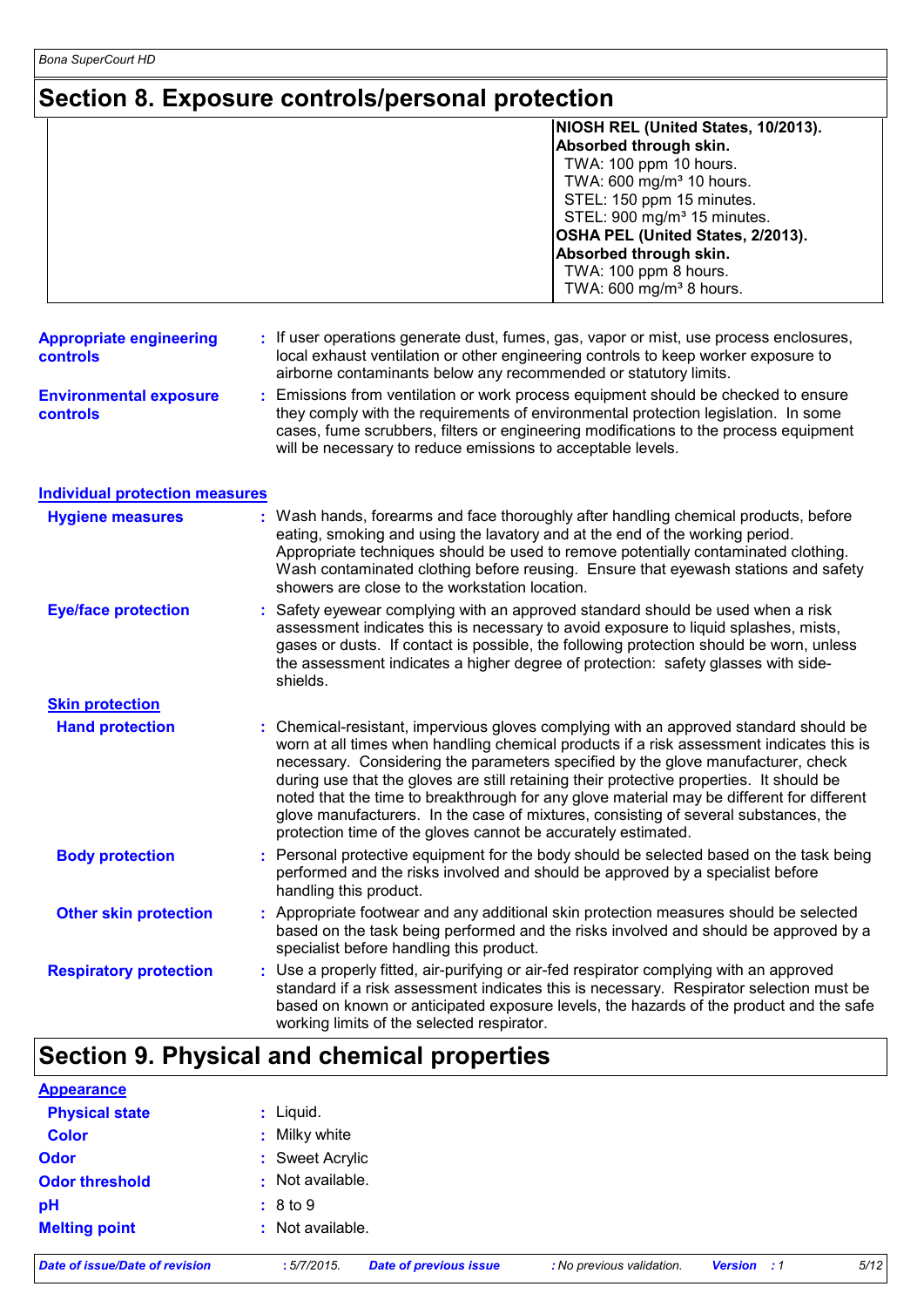## Section 8. Exposure controls/personal protection

| | |
|---|---|
| | **NIOSH REL (United States, 10/2013). Absorbed through skin.**<br>TWA: 100 ppm 10 hours.<br>TWA: 600 mg/m³ 10 hours.<br>STEL: 150 ppm 15 minutes.<br>STEL: 900 mg/m³ 15 minutes.<br>**OSHA PEL (United States, 2/2013). Absorbed through skin.**<br>TWA: 100 ppm 8 hours.<br>TWA: 600 mg/m³ 8 hours. |

**Appropriate engineering controls** : If user operations generate dust, fumes, gas, vapor or mist, use process enclosures, local exhaust ventilation or other engineering controls to keep worker exposure to airborne contaminants below any recommended or statutory limits.

**Environmental exposure controls** : Emissions from ventilation or work process equipment should be checked to ensure they comply with the requirements of environmental protection legislation. In some cases, fume scrubbers, filters or engineering modifications to the process equipment will be necessary to reduce emissions to acceptable levels.

**Individual protection measures**

**Hygiene measures** : Wash hands, forearms and face thoroughly after handling chemical products, before eating, smoking and using the lavatory and at the end of the working period. Appropriate techniques should be used to remove potentially contaminated clothing. Wash contaminated clothing before reusing. Ensure that eyewash stations and safety showers are close to the workstation location.

**Eye/face protection** : Safety eyewear complying with an approved standard should be used when a risk assessment indicates this is necessary to avoid exposure to liquid splashes, mists, gases or dusts. If contact is possible, the following protection should be worn, unless the assessment indicates a higher degree of protection: safety glasses with side-shields.

**Skin protection**

**Hand protection** : Chemical-resistant, impervious gloves complying with an approved standard should be worn at all times when handling chemical products if a risk assessment indicates this is necessary. Considering the parameters specified by the glove manufacturer, check during use that the gloves are still retaining their protective properties. It should be noted that the time to breakthrough for any glove material may be different for different glove manufacturers. In the case of mixtures, consisting of several substances, the protection time of the gloves cannot be accurately estimated.

**Body protection** : Personal protective equipment for the body should be selected based on the task being performed and the risks involved and should be approved by a specialist before handling this product.

**Other skin protection** : Appropriate footwear and any additional skin protection measures should be selected based on the task being performed and the risks involved and should be approved by a specialist before handling this product.

**Respiratory protection** : Use a properly fitted, air-purifying or air-fed respirator complying with an approved standard if a risk assessment indicates this is necessary. Respirator selection must be based on known or anticipated exposure levels, the hazards of the product and the safe working limits of the selected respirator.

## Section 9. Physical and chemical properties

**Appearance**

**Physical state** : Liquid.

**Color** : Milky white

**Odor** : Sweet Acrylic

**Odor threshold** : Not available.

**pH** : 8 to 9

**Melting point** : Not available.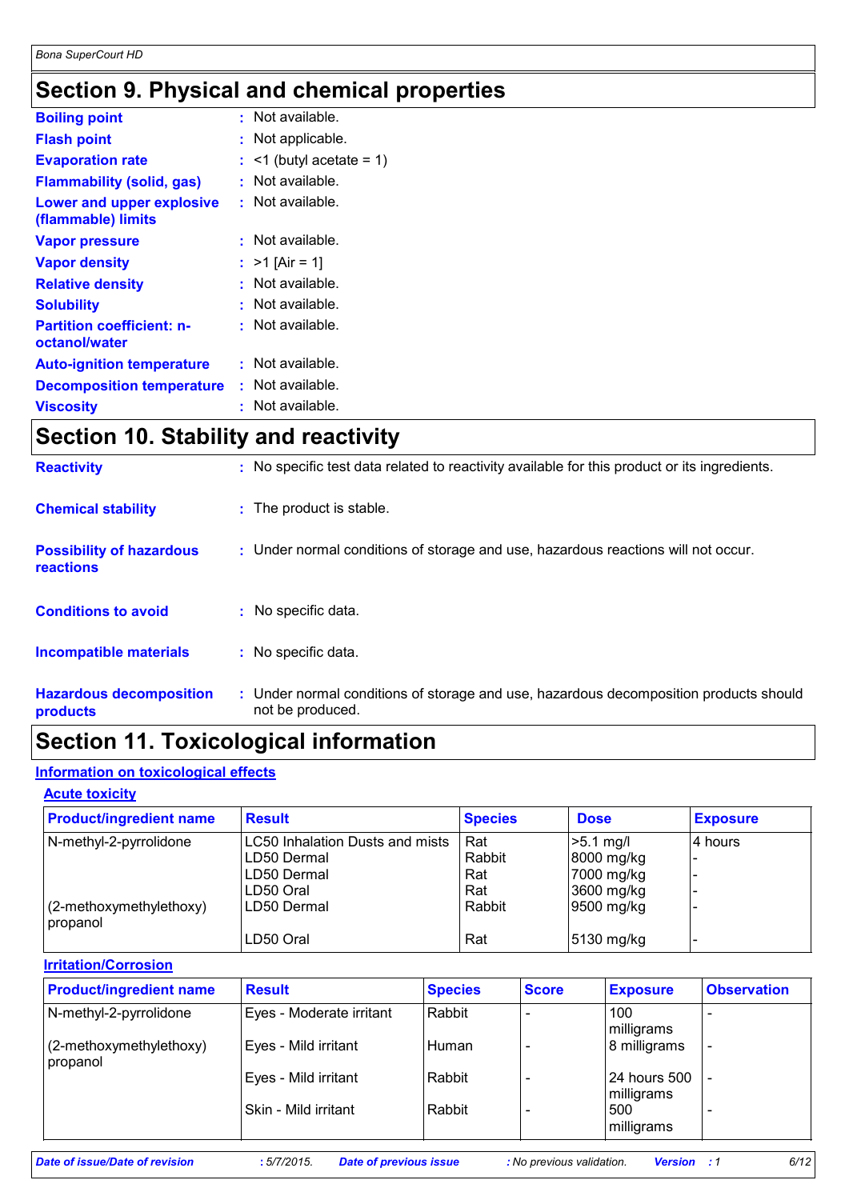## Section 9. Physical and chemical properties

| | |
|---|---|
| **Boiling point** | : Not available. |
| **Flash point** | : Not applicable. |
| **Evaporation rate** | : <1 (butyl acetate = 1) |
| **Flammability (solid, gas)** | : Not available. |
| **Lower and upper explosive (flammable) limits** | : Not available. |
| **Vapor pressure** | : Not available. |
| **Vapor density** | : >1 [Air = 1] |
| **Relative density** | : Not available. |
| **Solubility** | : Not available. |
| **Partition coefficient: n-octanol/water** | : Not available. |
| **Auto-ignition temperature** | : Not available. |
| **Decomposition temperature** | : Not available. |
| **Viscosity** | : Not available. |

## Section 10. Stability and reactivity

| | |
|---|---|
| **Reactivity** | : No specific test data related to reactivity available for this product or its ingredients. |
| **Chemical stability** | : The product is stable. |
| **Possibility of hazardous reactions** | : Under normal conditions of storage and use, hazardous reactions will not occur. |
| **Conditions to avoid** | : No specific data. |
| **Incompatible materials** | : No specific data. |
| **Hazardous decomposition products** | : Under normal conditions of storage and use, hazardous decomposition products should not be produced. |

## Section 11. Toxicological information

### Information on toxicological effects

#### Acute toxicity

| Product/ingredient name | Result | Species | Dose | Exposure |
|---|---|---|---|---|
| N-methyl-2-pyrrolidone | LC50 Inhalation Dusts and mists | Rat | >5.1 mg/l | 4 hours |
| | LD50 Dermal | Rabbit | 8000 mg/kg | - |
| | LD50 Dermal | Rat | 7000 mg/kg | - |
| | LD50 Oral | Rat | 3600 mg/kg | - |
| (2-methoxymethylethoxy) propanol | LD50 Dermal | Rabbit | 9500 mg/kg | - |
| | LD50 Oral | Rat | 5130 mg/kg | - |

#### Irritation/Corrosion

| Product/ingredient name | Result | Species | Score | Exposure | Observation |
|---|---|---|---|---|---|
| N-methyl-2-pyrrolidone | Eyes - Moderate irritant | Rabbit | - | 100 milligrams | - |
| (2-methoxymethylethoxy) propanol | Eyes - Mild irritant | Human | - | 8 milligrams | - |
| | Eyes - Mild irritant | Rabbit | - | 24 hours 500 milligrams | - |
| | Skin - Mild irritant | Rabbit | - | 500 milligrams | - |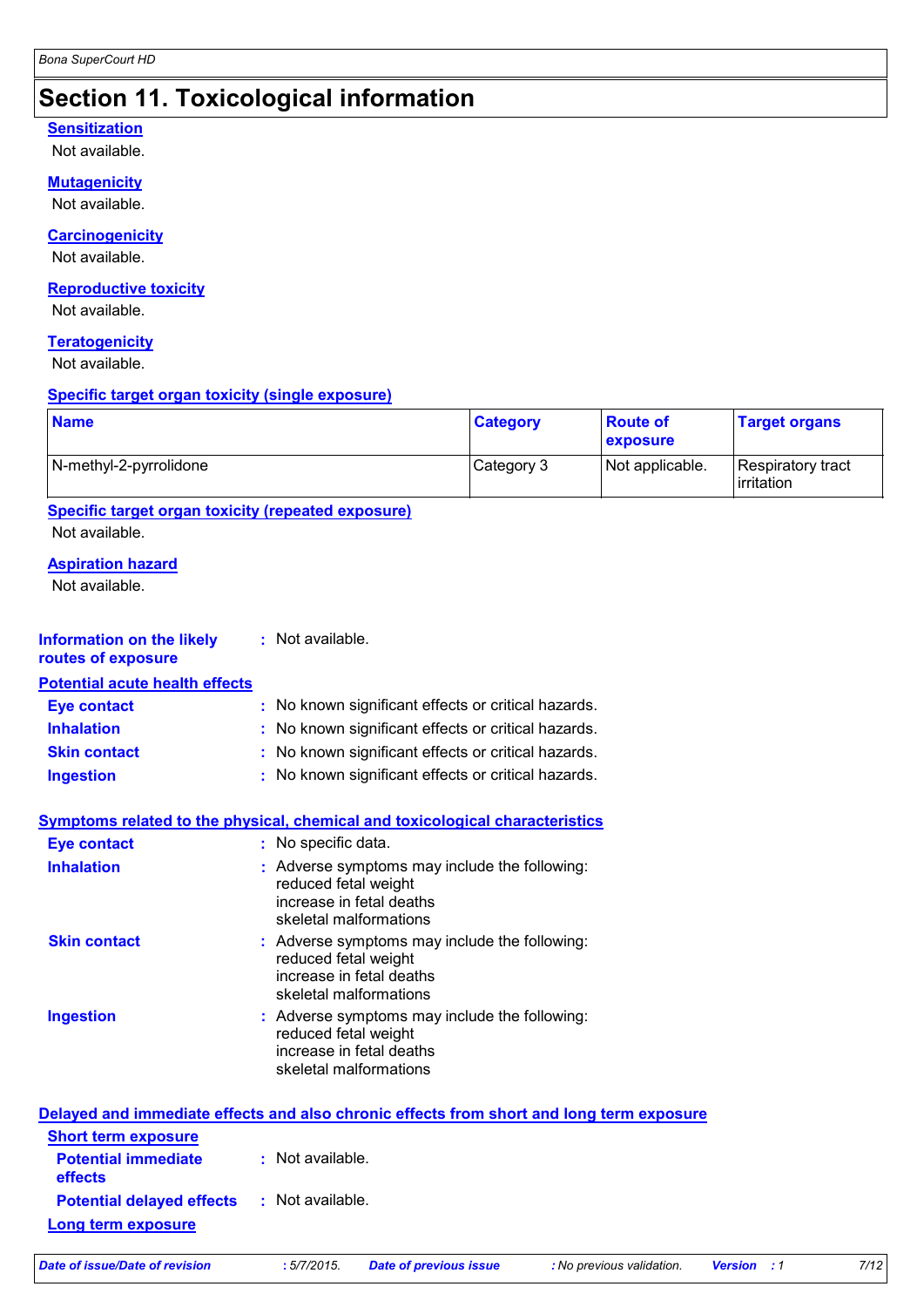# Section 11. Toxicological information

**Sensitization**

Not available.

**Mutagenicity**

Not available.

**Carcinogenicity**

Not available.

**Reproductive toxicity**

Not available.

**Teratogenicity**

Not available.

**Specific target organ toxicity (single exposure)**

| Name | Category | Route of exposure | Target organs |
|---|---|---|---|
| N-methyl-2-pyrrolidone | Category 3 | Not applicable. | Respiratory tract irritation |

**Specific target organ toxicity (repeated exposure)**

Not available.

**Aspiration hazard**

Not available.

**Information on the likely routes of exposure** : Not available.

**Potential acute health effects**

**Eye contact** : No known significant effects or critical hazards.

**Inhalation** : No known significant effects or critical hazards.

**Skin contact** : No known significant effects or critical hazards.

**Ingestion** : No known significant effects or critical hazards.

**Symptoms related to the physical, chemical and toxicological characteristics**

**Eye contact** : No specific data.

**Inhalation** : Adverse symptoms may include the following:
reduced fetal weight
increase in fetal deaths
skeletal malformations

**Skin contact** : Adverse symptoms may include the following:
reduced fetal weight
increase in fetal deaths
skeletal malformations

**Ingestion** : Adverse symptoms may include the following:
reduced fetal weight
increase in fetal deaths
skeletal malformations

**Delayed and immediate effects and also chronic effects from short and long term exposure**

**Short term exposure**

**Potential immediate effects** : Not available.

**Potential delayed effects** : Not available.

**Long term exposure**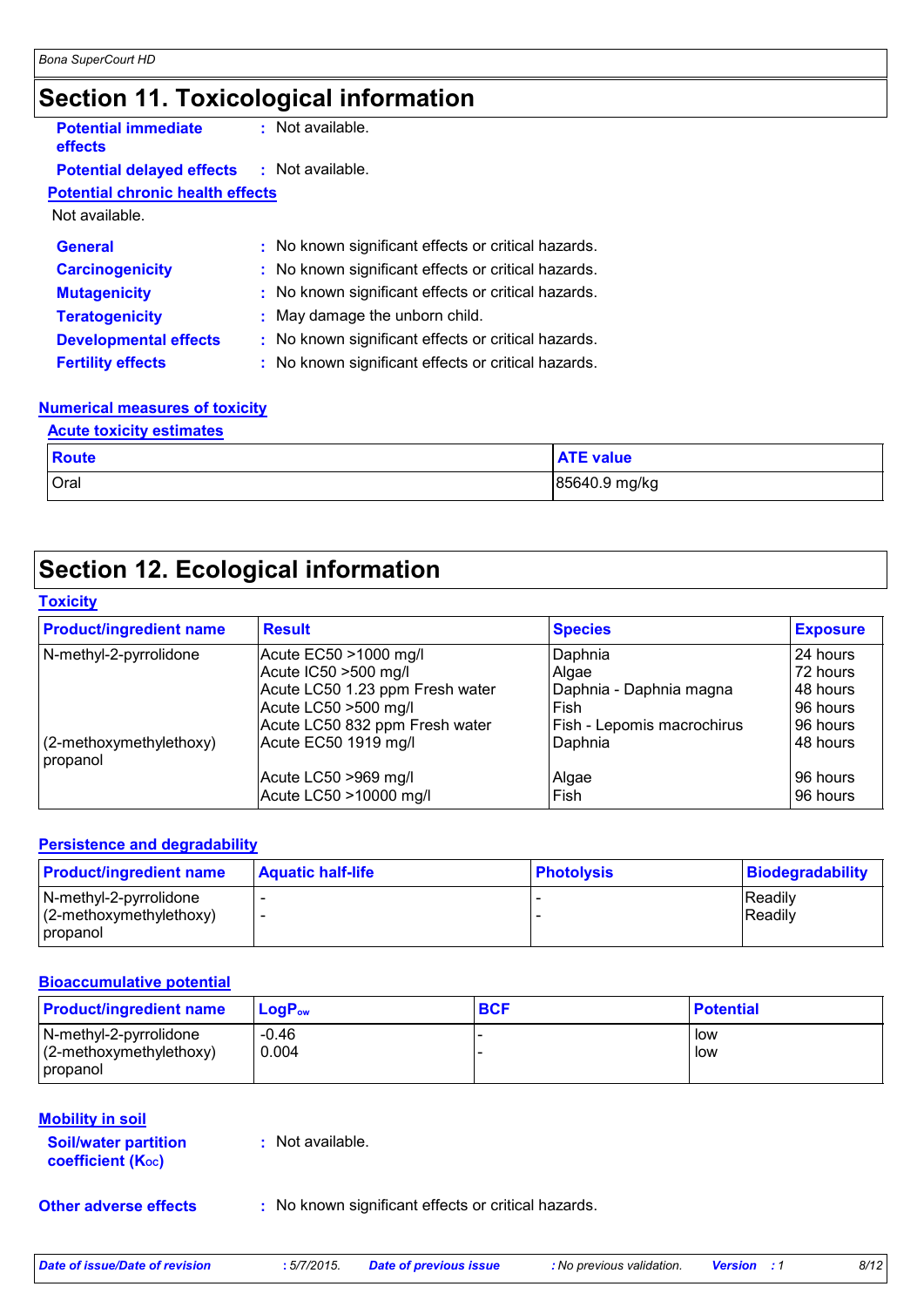## Section 11. Toxicological information

**Potential immediate effects** : Not available.

**Potential delayed effects** : Not available.

**Potential chronic health effects**

Not available.

**General** : No known significant effects or critical hazards.

**Carcinogenicity** : No known significant effects or critical hazards.

**Mutagenicity** : No known significant effects or critical hazards.

**Teratogenicity** : May damage the unborn child.

**Developmental effects** : No known significant effects or critical hazards.

**Fertility effects** : No known significant effects or critical hazards.

**Numerical measures of toxicity**

**Acute toxicity estimates**

| Route | ATE value |
|---|---|
| Oral | 85640.9 mg/kg |

## Section 12. Ecological information

**Toxicity**

| Product/ingredient name | Result | Species | Exposure |
|---|---|---|---|
| N-methyl-2-pyrrolidone | Acute EC50 >1000 mg/l | Daphnia | 24 hours |
| | Acute IC50 >500 mg/l | Algae | 72 hours |
| | Acute LC50 1.23 ppm Fresh water | Daphnia - Daphnia magna | 48 hours |
| | Acute LC50 >500 mg/l | Fish | 96 hours |
| | Acute LC50 832 ppm Fresh water | Fish - Lepomis macrochirus | 96 hours |
| (2-methoxymethylethoxy) propanol | Acute EC50 1919 mg/l | Daphnia | 48 hours |
| | Acute LC50 >969 mg/l | Algae | 96 hours |
| | Acute LC50 >10000 mg/l | Fish | 96 hours |

**Persistence and degradability**

| Product/ingredient name | Aquatic half-life | Photolysis | Biodegradability |
|---|---|---|---|
| N-methyl-2-pyrrolidone | - | - | Readily |
| (2-methoxymethylethoxy) propanol | - | - | Readily |

**Bioaccumulative potential**

| Product/ingredient name | $LogP_{ow}$ | BCF | Potential |
|---|---|---|---|
| N-methyl-2-pyrrolidone | -0.46 | - | low |
| (2-methoxymethylethoxy) propanol | 0.004 | - | low |

**Mobility in soil**

**Soil/water partition coefficient ($K_{OC}$)** : Not available.

**Other adverse effects** : No known significant effects or critical hazards.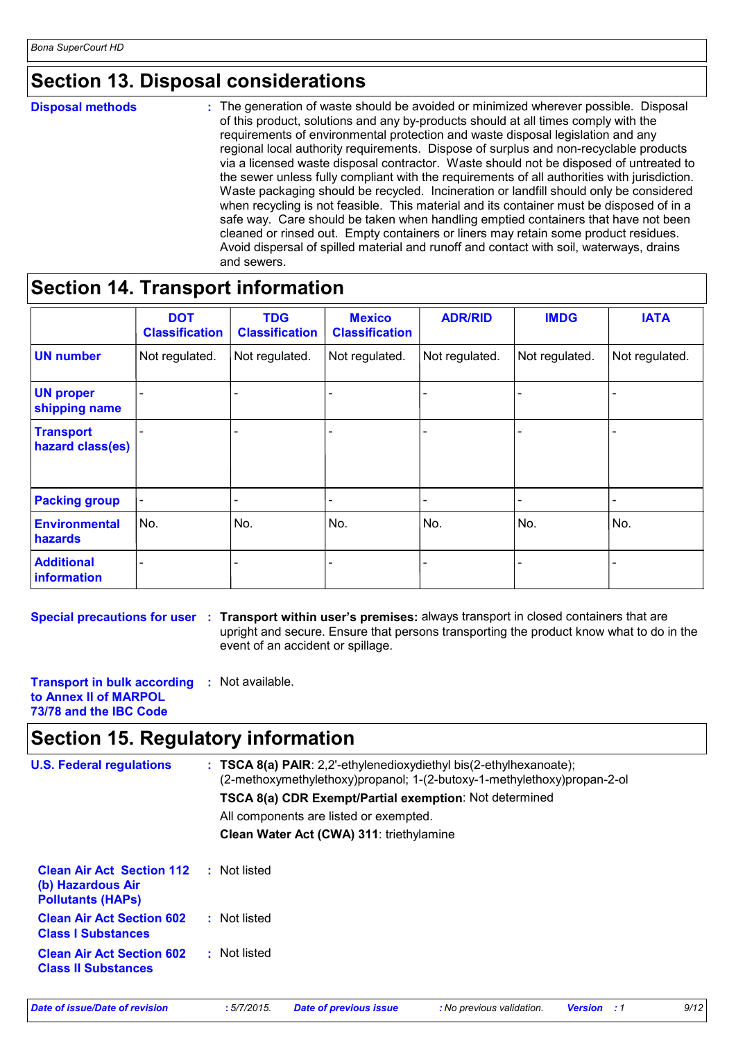## Section 13. Disposal considerations

**Disposal methods** : The generation of waste should be avoided or minimized wherever possible. Disposal of this product, solutions and any by-products should at all times comply with the requirements of environmental protection and waste disposal legislation and any regional local authority requirements. Dispose of surplus and non-recyclable products via a licensed waste disposal contractor. Waste should not be disposed of untreated to the sewer unless fully compliant with the requirements of all authorities with jurisdiction. Waste packaging should be recycled. Incineration or landfill should only be considered when recycling is not feasible. This material and its container must be disposed of in a safe way. Care should be taken when handling emptied containers that have not been cleaned or rinsed out. Empty containers or liners may retain some product residues. Avoid dispersal of spilled material and runoff and contact with soil, waterways, drains and sewers.

## Section 14. Transport information

| | DOT Classification | TDG Classification | Mexico Classification | ADR/RID | IMDG | IATA |
|---|---|---|---|---|---|---|
| **UN number** | Not regulated. | Not regulated. | Not regulated. | Not regulated. | Not regulated. | Not regulated. |
| **UN proper shipping name** | - | - | - | - | - | - |
| **Transport hazard class(es)** | - | - | - | - | - | - |
| **Packing group** | - | - | - | - | - | - |
| **Environmental hazards** | No. | No. | No. | No. | No. | No. |
| **Additional information** | - | - | - | - | - | - |

**Special precautions for user** : **Transport within user's premises:** always transport in closed containers that are upright and secure. Ensure that persons transporting the product know what to do in the event of an accident or spillage.

**Transport in bulk according to Annex II of MARPOL 73/78 and the IBC Code** : Not available.

## Section 15. Regulatory information

**U.S. Federal regulations** : **TSCA 8(a) PAIR**: 2,2'-ethylenedioxydiethyl bis(2-ethylhexanoate); (2-methoxymethylethoxy)propanol; 1-(2-butoxy-1-methylethoxy)propan-2-ol

**TSCA 8(a) CDR Exempt/Partial exemption**: Not determined

All components are listed or exempted.

**Clean Water Act (CWA) 311**: triethylamine

**Clean Air Act Section 112 (b) Hazardous Air Pollutants (HAPs)** : Not listed

**Clean Air Act Section 602 Class I Substances** : Not listed

**Clean Air Act Section 602 Class II Substances** : Not listed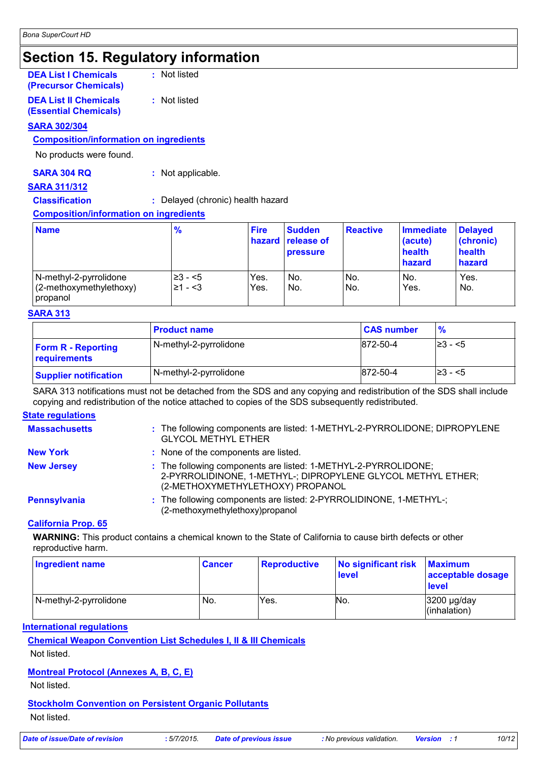## Section 15. Regulatory information

**DEA List I Chemicals (Precursor Chemicals)** : Not listed

**DEA List II Chemicals (Essential Chemicals)** : Not listed

**SARA 302/304**

**Composition/information on ingredients**

No products were found.

**SARA 304 RQ** : Not applicable.

**SARA 311/312**

**Classification** : Delayed (chronic) health hazard

**Composition/information on ingredients**

| Name | % | Fire hazard | Sudden release of pressure | Reactive | Immediate (acute) health hazard | Delayed (chronic) health hazard |
|---|---|---|---|---|---|---|
| N-methyl-2-pyrrolidone | ≥3 - <5 | Yes. | No. | No. | No. | Yes. |
| (2-methoxymethylethoxy) propanol | ≥1 - <3 | Yes. | No. | No. | Yes. | No. |

**SARA 313**

| | Product name | CAS number | % |
|---|---|---|---|
| **Form R - Reporting requirements** | N-methyl-2-pyrrolidone | 872-50-4 | ≥3 - <5 |
| **Supplier notification** | N-methyl-2-pyrrolidone | 872-50-4 | ≥3 - <5 |

SARA 313 notifications must not be detached from the SDS and any copying and redistribution of the SDS shall include copying and redistribution of the notice attached to copies of the SDS subsequently redistributed.

**State regulations**

**Massachusetts** : The following components are listed: 1-METHYL-2-PYRROLIDONE; DIPROPYLENE GLYCOL METHYL ETHER

**New York** : None of the components are listed.

**New Jersey** : The following components are listed: 1-METHYL-2-PYRROLIDONE; 2-PYRROLIDINONE, 1-METHYL-; DIPROPYLENE GLYCOL METHYL ETHER; (2-METHOXYMETHYLETHOXY) PROPANOL

**Pennsylvania** : The following components are listed: 2-PYRROLIDINONE, 1-METHYL-; (2-methoxymethylethoxy)propanol

**California Prop. 65**

**WARNING:** This product contains a chemical known to the State of California to cause birth defects or other reproductive harm.

| Ingredient name | Cancer | Reproductive | No significant risk level | Maximum acceptable dosage level |
|---|---|---|---|---|
| N-methyl-2-pyrrolidone | No. | Yes. | No. | 3200 µg/day (inhalation) |

**International regulations**

**Chemical Weapon Convention List Schedules I, II & III Chemicals**

Not listed.

**Montreal Protocol (Annexes A, B, C, E)**

Not listed.

**Stockholm Convention on Persistent Organic Pollutants**

Not listed.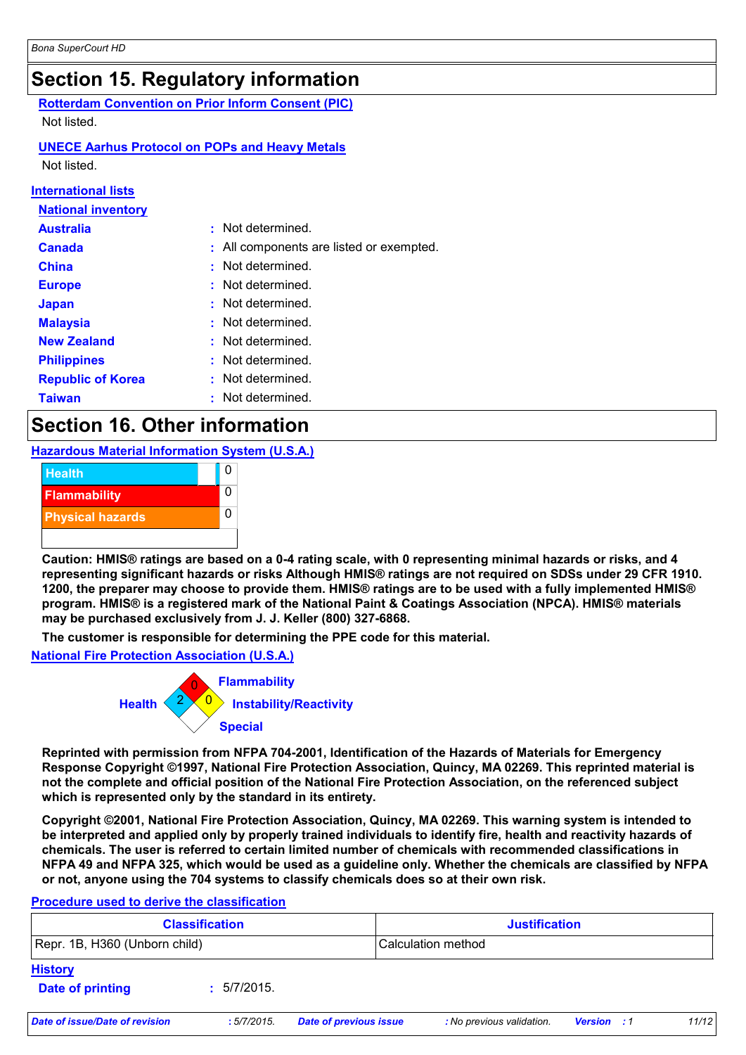## Section 15. Regulatory information

**Rotterdam Convention on Prior Inform Consent (PIC)**

Not listed.

**UNECE Aarhus Protocol on POPs and Heavy Metals**

Not listed.

**International lists**

**National inventory**

| | |
|---|---|
| **Australia** | : Not determined. |
| **Canada** | : All components are listed or exempted. |
| **China** | : Not determined. |
| **Europe** | : Not determined. |
| **Japan** | : Not determined. |
| **Malaysia** | : Not determined. |
| **New Zealand** | : Not determined. |
| **Philippines** | : Not determined. |
| **Republic of Korea** | : Not determined. |
| **Taiwan** | : Not determined. |

## Section 16. Other information

**Hazardous Material Information System (U.S.A.)**

| | |
|---|---|
| Health | 0 |
| Flammability | 0 |
| Physical hazards | 0 |

**Caution: HMIS® ratings are based on a 0-4 rating scale, with 0 representing minimal hazards or risks, and 4 representing significant hazards or risks Although HMIS® ratings are not required on SDSs under 29 CFR 1910. 1200, the preparer may choose to provide them. HMIS® ratings are to be used with a fully implemented HMIS® program. HMIS® is a registered mark of the National Paint & Coatings Association (NPCA). HMIS® materials may be purchased exclusively from J. J. Keller (800) 327-6868.**

**The customer is responsible for determining the PPE code for this material.**

**National Fire Protection Association (U.S.A.)**

Flammability: 0
Health: 2
Instability/Reactivity: 0
Special:

**Reprinted with permission from NFPA 704-2001, Identification of the Hazards of Materials for Emergency Response Copyright ©1997, National Fire Protection Association, Quincy, MA 02269. This reprinted material is not the complete and official position of the National Fire Protection Association, on the referenced subject which is represented only by the standard in its entirety.**

**Copyright ©2001, National Fire Protection Association, Quincy, MA 02269. This warning system is intended to be interpreted and applied only by properly trained individuals to identify fire, health and reactivity hazards of chemicals. The user is referred to certain limited number of chemicals with recommended classifications in NFPA 49 and NFPA 325, which would be used as a guideline only. Whether the chemicals are classified by NFPA or not, anyone using the 704 systems to classify chemicals does so at their own risk.**

**Procedure used to derive the classification**

| Classification | Justification |
|---|---|
| Repr. 1B, H360 (Unborn child) | Calculation method |

**History**

**Date of printing** : 5/7/2015.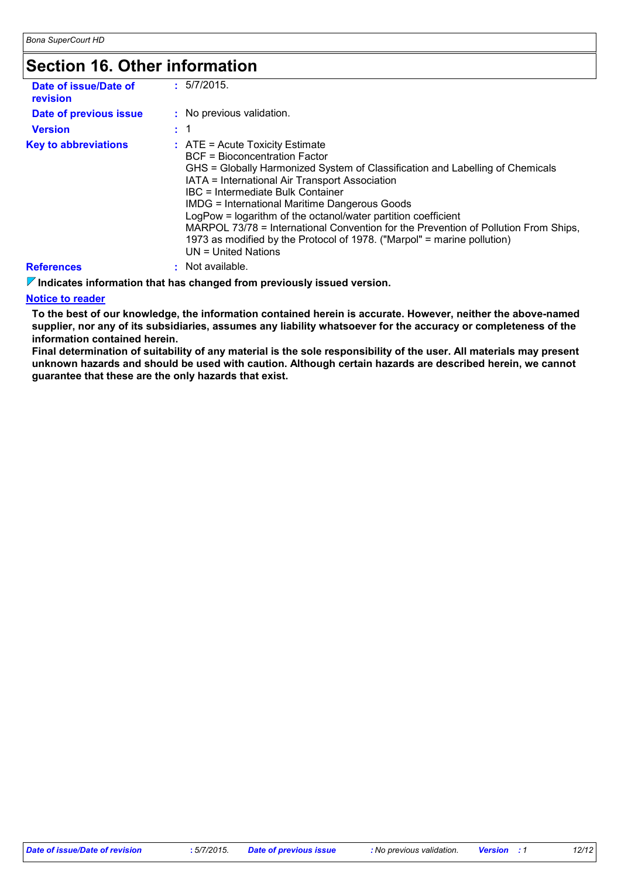## Section 16. Other information

| | |
|---|---|
| **Date of issue/Date of revision** | : 5/7/2015. |
| **Date of previous issue** | : No previous validation. |
| **Version** | : 1 |
| **Key to abbreviations** | : ATE = Acute Toxicity Estimate<br>BCF = Bioconcentration Factor<br>GHS = Globally Harmonized System of Classification and Labelling of Chemicals<br>IATA = International Air Transport Association<br>IBC = Intermediate Bulk Container<br>IMDG = International Maritime Dangerous Goods<br>LogPow = logarithm of the octanol/water partition coefficient<br>MARPOL 73/78 = International Convention for the Prevention of Pollution From Ships, 1973 as modified by the Protocol of 1978. ("Marpol" = marine pollution)<br>UN = United Nations |
| **References** | : Not available. |

**Indicates information that has changed from previously issued version.**

**Notice to reader**

**To the best of our knowledge, the information contained herein is accurate. However, neither the above-named supplier, nor any of its subsidiaries, assumes any liability whatsoever for the accuracy or completeness of the information contained herein.**

**Final determination of suitability of any material is the sole responsibility of the user. All materials may present unknown hazards and should be used with caution. Although certain hazards are described herein, we cannot guarantee that these are the only hazards that exist.**